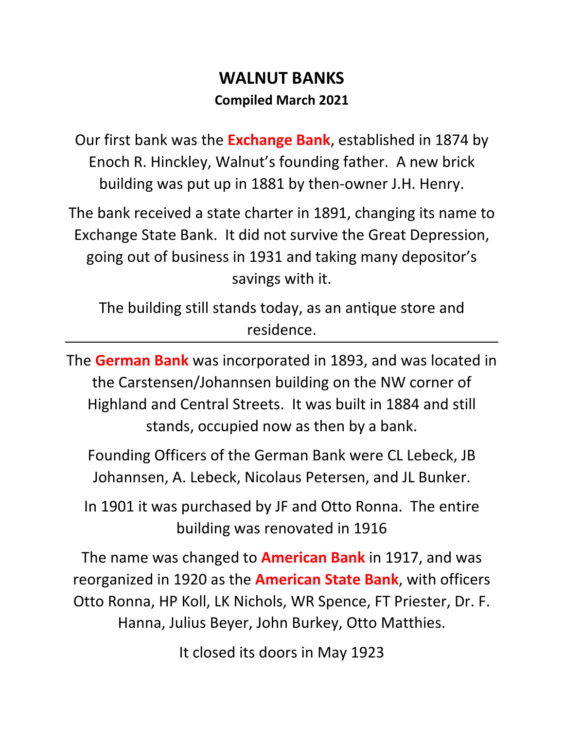# WALNUT BANKS

**Compiled March 2021**

Our first bank was the **Exchange Bank**, established in 1874 by Enoch R. Hinckley, Walnut's founding father. A new brick building was put up in 1881 by then-owner J.H. Henry.

The bank received a state charter in 1891, changing its name to Exchange State Bank. It did not survive the Great Depression, going out of business in 1931 and taking many depositor's savings with it.

The building still stands today, as an antique store and residence.

---

The **German Bank** was incorporated in 1893, and was located in the Carstensen/Johannsen building on the NW corner of Highland and Central Streets. It was built in 1884 and still stands, occupied now as then by a bank.

Founding Officers of the German Bank were CL Lebeck, JB Johannsen, A. Lebeck, Nicolaus Petersen, and JL Bunker.

In 1901 it was purchased by JF and Otto Ronna. The entire building was renovated in 1916

The name was changed to **American Bank** in 1917, and was reorganized in 1920 as the **American State Bank**, with officers Otto Ronna, HP Koll, LK Nichols, WR Spence, FT Priester, Dr. F. Hanna, Julius Beyer, John Burkey, Otto Matthies.

It closed its doors in May 1923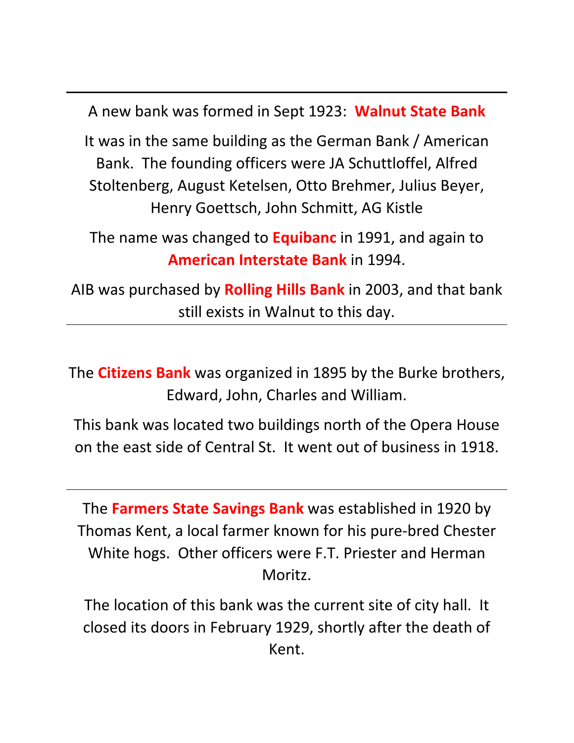---

A new bank was formed in Sept 1923: **Walnut State Bank**

It was in the same building as the German Bank / American Bank. The founding officers were JA Schuttloffel, Alfred Stoltenberg, August Ketelsen, Otto Brehmer, Julius Beyer, Henry Goettsch, John Schmitt, AG Kistle

The name was changed to **Equibanc** in 1991, and again to **American Interstate Bank** in 1994.

AIB was purchased by **Rolling Hills Bank** in 2003, and that bank still exists in Walnut to this day.

---

The **Citizens Bank** was organized in 1895 by the Burke brothers, Edward, John, Charles and William.

This bank was located two buildings north of the Opera House on the east side of Central St. It went out of business in 1918.

---

The **Farmers State Savings Bank** was established in 1920 by Thomas Kent, a local farmer known for his pure-bred Chester White hogs. Other officers were F.T. Priester and Herman Moritz.

The location of this bank was the current site of city hall. It closed its doors in February 1929, shortly after the death of Kent.